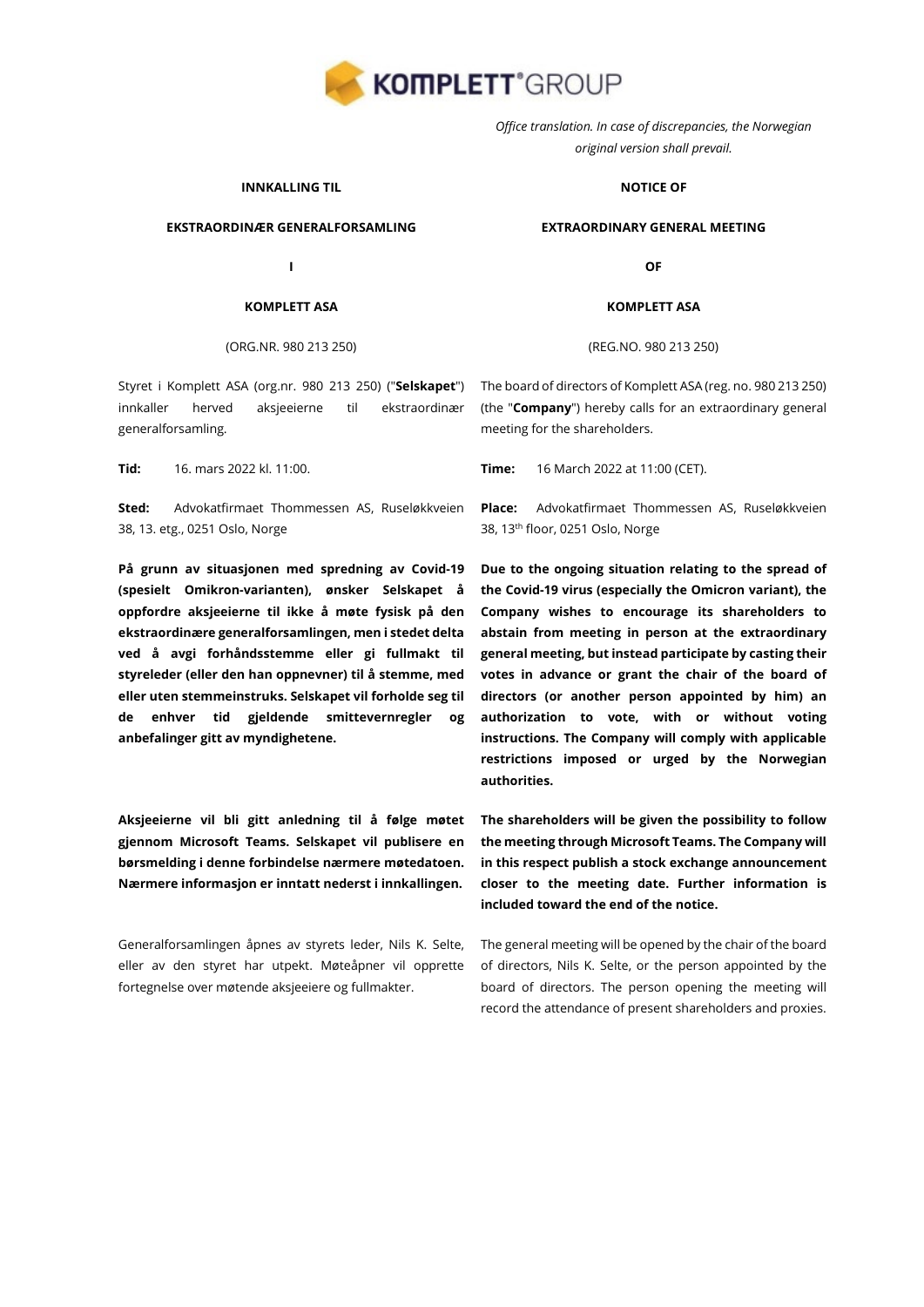*Office translation. In case of discrepancies, the Norwegian original version shall prevail.*

**INNKALLING TIL**

**EKSTRAORDINÆR GENERALFORSAMLING**

**I**

**KOMPLETT ASA**

(ORG.NR. 980 213 250)

Styret i Komplett ASA (org.nr. 980 213 250) ("**Selskapet**") innkaller herved aksjeeierne til ekstraordinær generalforsamling.

**Tid:** 16. mars 2022 kl. 11:00.

**Sted:** Advokatfirmaet Thommessen AS, Ruseløkkveien 38, 13. etg., 0251 Oslo, Norge

**På grunn av situasjonen med spredning av Covid-19 (spesielt Omikron-varianten), ønsker Selskapet å oppfordre aksjeeierne til ikke å møte fysisk på den ekstraordinære generalforsamlingen, men i stedet delta ved å avgi forhåndsstemme eller gi fullmakt til styreleder (eller den han oppnevner) til å stemme, med eller uten stemmeinstruks. Selskapet vil forholde seg til de enhver tid gjeldende smittevernregler og anbefalinger gitt av myndighetene.**

**Aksjeeierne vil bli gitt anledning til å følge møtet gjennom Microsoft Teams. Selskapet vil publisere en børsmelding i denne forbindelse nærmere møtedatoen. Nærmere informasjon er inntatt nederst i innkallingen.**

Generalforsamlingen åpnes av styrets leder, Nils K. Selte, eller av den styret har utpekt. Møteåpner vil opprette fortegnelse over møtende aksjeeiere og fullmakter.

**NOTICE OF**

**EXTRAORDINARY GENERAL MEETING**

**OF**

**KOMPLETT ASA**

(REG.NO. 980 213 250)

The board of directors of Komplett ASA (reg. no. 980 213 250) (the "**Company**") hereby calls for an extraordinary general meeting for the shareholders.

**Time:** 16 March 2022 at 11:00 (CET).

**Place:** Advokatfirmaet Thommessen AS, Ruseløkkveien 38, 13th floor, 0251 Oslo, Norge

**Due to the ongoing situation relating to the spread of the Covid-19 virus (especially the Omicron variant), the Company wishes to encourage its shareholders to abstain from meeting in person at the extraordinary general meeting, but instead participate by casting their votes in advance or grant the chair of the board of directors (or another person appointed by him) an authorization to vote, with or without voting instructions. The Company will comply with applicable restrictions imposed or urged by the Norwegian authorities.**

**The shareholders will be given the possibility to follow the meeting through Microsoft Teams. The Company will in this respect publish a stock exchange announcement closer to the meeting date. Further information is included toward the end of the notice.**

The general meeting will be opened by the chair of the board of directors, Nils K. Selte, or the person appointed by the board of directors. The person opening the meeting will record the attendance of present shareholders and proxies.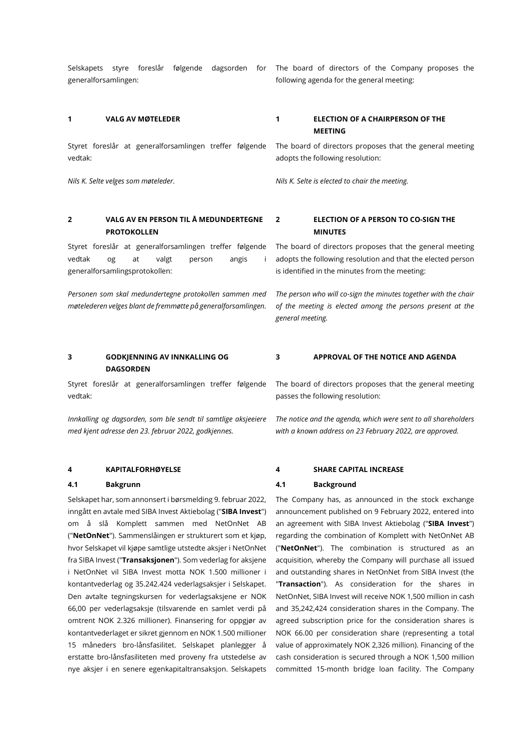Selskapets styre foreslår følgende dagsorden for generalforsamlingen:

The board of directors of the Company proposes the following agenda for the general meeting:

## 1 VALG AV MØTELEDER

## 1 ELECTION OF A CHAIRPERSON OF THE MEETING

Styret foreslår at generalforsamlingen treffer følgende vedtak:

The board of directors proposes that the general meeting adopts the following resolution:

*Nils K. Selte velges som møteleder.*

*Nils K. Selte is elected to chair the meeting.*

## 2 VALG AV EN PERSON TIL Å MEDUNDERTEGNE PROTOKOLLEN

## 2 ELECTION OF A PERSON TO CO-SIGN THE MINUTES

Styret foreslår at generalforsamlingen treffer følgende vedtak og at valgt person angis i generalforsamlingsprotokollen:

The board of directors proposes that the general meeting adopts the following resolution and that the elected person is identified in the minutes from the meeting:

*Personen som skal medundertegne protokollen sammen med møtelederen velges blant de fremmøtte på generalforsamlingen.*

*The person who will co-sign the minutes together with the chair of the meeting is elected among the persons present at the general meeting.*

## 3 GODKJENNING AV INNKALLING OG DAGSORDEN

## 3 APPROVAL OF THE NOTICE AND AGENDA

Styret foreslår at generalforsamlingen treffer følgende vedtak:

The board of directors proposes that the general meeting passes the following resolution:

*Innkalling og dagsorden, som ble sendt til samtlige aksjeeiere med kjent adresse den 23. februar 2022, godkjennes.*

*The notice and the agenda, which were sent to all shareholders with a known address on 23 February 2022, are approved.*

## 4 KAPITALFORHØYELSE

## 4 SHARE CAPITAL INCREASE

### 4.1 Bakgrunn

### 4.1 Background

Selskapet har, som annonsert i børsmelding 9. februar 2022, inngått en avtale med SIBA Invest Aktiebolag ("**SIBA Invest**") om å slå Komplett sammen med NetOnNet AB ("**NetOnNet**"). Sammenslåingen er strukturert som et kjøp, hvor Selskapet vil kjøpe samtlige utstedte aksjer i NetOnNet fra SIBA Invest ("**Transaksjonen**"). Som vederlag for aksjene i NetOnNet vil SIBA Invest motta NOK 1.500 millioner i kontantvederlag og 35.242.424 vederlagsaksjer i Selskapet. Den avtalte tegningskursen for vederlagsaksjene er NOK 66,00 per vederlagsaksje (tilsvarende en samlet verdi på omtrent NOK 2.326 millioner). Finansering for oppgjør av kontantvederlaget er sikret gjennom en NOK 1.500 millioner 15 måneders bro-lånsfasilitet. Selskapet planlegger å erstatte bro-lånsfasiliteten med proveny fra utstedelse av nye aksjer i en senere egenkapitaltransaksjon. Selskapets

The Company has, as announced in the stock exchange announcement published on 9 February 2022, entered into an agreement with SIBA Invest Aktiebolag ("**SIBA Invest**") regarding the combination of Komplett with NetOnNet AB ("**NetOnNet**"). The combination is structured as an acquisition, whereby the Company will purchase all issued and outstanding shares in NetOnNet from SIBA Invest (the "**Transaction**"). As consideration for the shares in NetOnNet, SIBA Invest will receive NOK 1,500 million in cash and 35,242,424 consideration shares in the Company. The agreed subscription price for the consideration shares is NOK 66.00 per consideration share (representing a total value of approximately NOK 2,326 million). Financing of the cash consideration is secured through a NOK 1,500 million committed 15-month bridge loan facility. The Company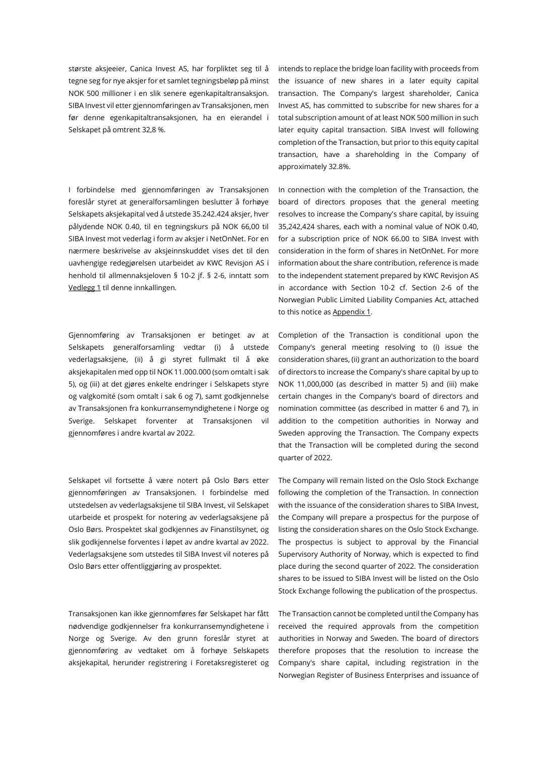største aksjeeier, Canica Invest AS, har forpliktet seg til å tegne seg for nye aksjer for et samlet tegningsbeløp på minst NOK 500 millioner i en slik senere egenkapitaltransaksjon. SIBA Invest vil etter gjennomføringen av Transaksjonen, men før denne egenkapitaltransaksjonen, ha en eierandel i Selskapet på omtrent 32,8 %.

intends to replace the bridge loan facility with proceeds from the issuance of new shares in a later equity capital transaction. The Company's largest shareholder, Canica Invest AS, has committed to subscribe for new shares for a total subscription amount of at least NOK 500 million in such later equity capital transaction. SIBA Invest will following completion of the Transaction, but prior to this equity capital transaction, have a shareholding in the Company of approximately 32.8%.

I forbindelse med gjennomføringen av Transaksjonen foreslår styret at generalforsamlingen beslutter å forhøye Selskapets aksjekapital ved å utstede 35.242.424 aksjer, hver pålydende NOK 0.40, til en tegningskurs på NOK 66,00 til SIBA Invest mot vederlag i form av aksjer i NetOnNet. For en nærmere beskrivelse av aksjeinnskuddet vises det til den uavhengige redegjørelsen utarbeidet av KWC Revisjon AS i henhold til allmennaksjeloven § 10-2 jf. § 2-6, inntatt som Vedlegg 1 til denne innkallingen.

In connection with the completion of the Transaction, the board of directors proposes that the general meeting resolves to increase the Company's share capital, by issuing 35,242,424 shares, each with a nominal value of NOK 0.40, for a subscription price of NOK 66.00 to SIBA Invest with consideration in the form of shares in NetOnNet. For more information about the share contribution, reference is made to the independent statement prepared by KWC Revisjon AS in accordance with Section 10-2 cf. Section 2-6 of the Norwegian Public Limited Liability Companies Act, attached to this notice as Appendix 1.

Gjennomføring av Transaksjonen er betinget av at Selskapets generalforsamling vedtar (i) å utstede vederlagsaksjene, (ii) å gi styret fullmakt til å øke aksjekapitalen med opp til NOK 11.000.000 (som omtalt i sak 5), og (iii) at det gjøres enkelte endringer i Selskapets styre og valgkomité (som omtalt i sak 6 og 7), samt godkjennelse av Transaksjonen fra konkurransemyndighetene i Norge og Sverige. Selskapet forventer at Transaksjonen vil gjennomføres i andre kvartal av 2022.

Completion of the Transaction is conditional upon the Company's general meeting resolving to (i) issue the consideration shares, (ii) grant an authorization to the board of directors to increase the Company's share capital by up to NOK 11,000,000 (as described in matter 5) and (iii) make certain changes in the Company's board of directors and nomination committee (as described in matter 6 and 7), in addition to the competition authorities in Norway and Sweden approving the Transaction. The Company expects that the Transaction will be completed during the second quarter of 2022.

Selskapet vil fortsette å være notert på Oslo Børs etter gjennomføringen av Transaksjonen. I forbindelse med utstedelsen av vederlagsaksjene til SIBA Invest, vil Selskapet utarbeide et prospekt for notering av vederlagsaksjene på Oslo Børs. Prospektet skal godkjennes av Finanstilsynet, og slik godkjennelse forventes i løpet av andre kvartal av 2022. Vederlagsaksjene som utstedes til SIBA Invest vil noteres på Oslo Børs etter offentliggjøring av prospektet.

The Company will remain listed on the Oslo Stock Exchange following the completion of the Transaction. In connection with the issuance of the consideration shares to SIBA Invest, the Company will prepare a prospectus for the purpose of listing the consideration shares on the Oslo Stock Exchange. The prospectus is subject to approval by the Financial Supervisory Authority of Norway, which is expected to find place during the second quarter of 2022. The consideration shares to be issued to SIBA Invest will be listed on the Oslo Stock Exchange following the publication of the prospectus.

Transaksjonen kan ikke gjennomføres før Selskapet har fått nødvendige godkjennelser fra konkurransemyndighetene i Norge og Sverige. Av den grunn foreslår styret at gjennomføring av vedtaket om å forhøye Selskapets aksjekapital, herunder registrering i Foretaksregisteret og

The Transaction cannot be completed until the Company has received the required approvals from the competition authorities in Norway and Sweden. The board of directors therefore proposes that the resolution to increase the Company's share capital, including registration in the Norwegian Register of Business Enterprises and issuance of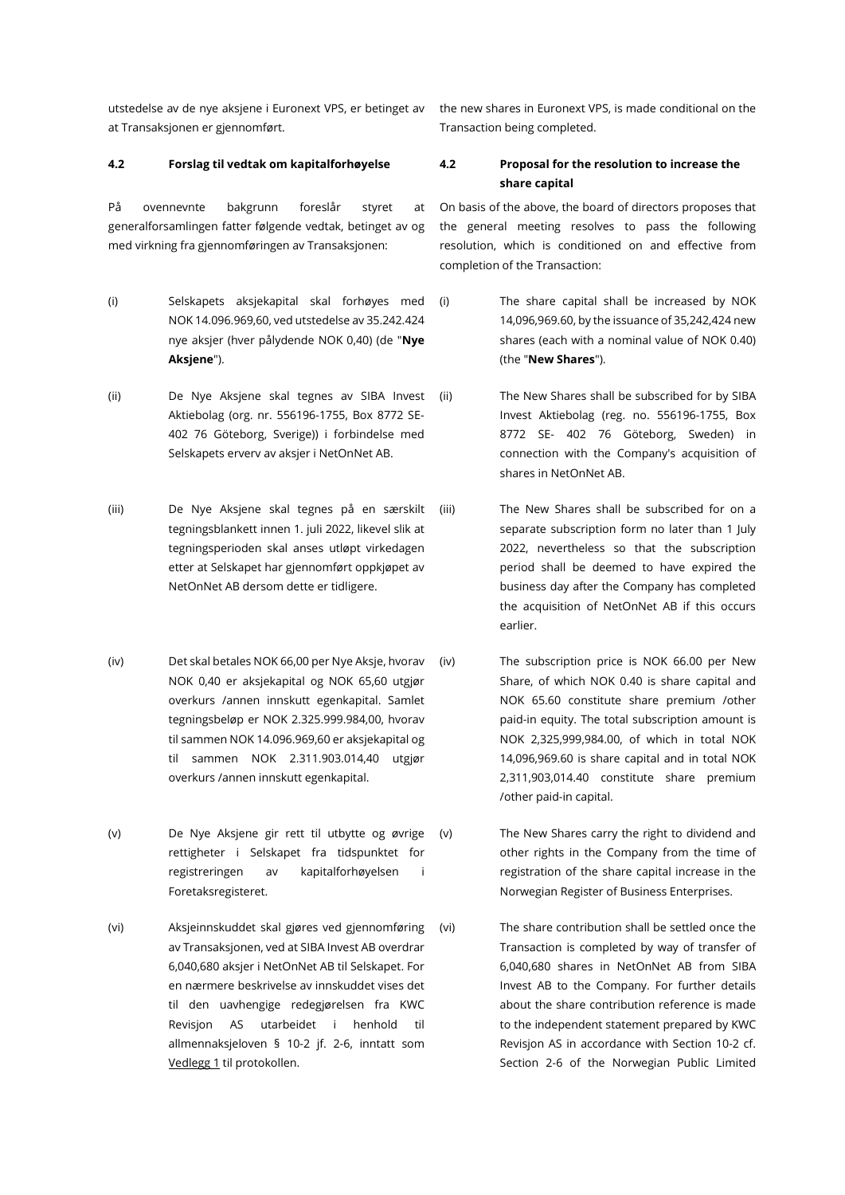utstedelse av de nye aksjene i Euronext VPS, er betinget av at Transaksjonen er gjennomført.

the new shares in Euronext VPS, is made conditional on the Transaction being completed.

**4.2 Forslag til vedtak om kapitalforhøyelse**

På ovennevnte bakgrunn foreslår styret at generalforsamlingen fatter følgende vedtak, betinget av og med virkning fra gjennomføringen av Transaksjonen:

(i) Selskapets aksjekapital skal forhøyes med NOK 14.096.969,60, ved utstedelse av 35.242.424 nye aksjer (hver pålydende NOK 0,40) (de "**Nye Aksjene**").

(ii) De Nye Aksjene skal tegnes av SIBA Invest Aktiebolag (org. nr. 556196-1755, Box 8772 SE-402 76 Göteborg, Sverige)) i forbindelse med Selskapets erverv av aksjer i NetOnNet AB.

(iii) De Nye Aksjene skal tegnes på en særskilt tegningsblankett innen 1. juli 2022, likevel slik at tegningsperioden skal anses utløpt virkedagen etter at Selskapet har gjennomført oppkjøpet av NetOnNet AB dersom dette er tidligere.

(iv) Det skal betales NOK 66,00 per Ny Aksje, hvorav NOK 0,40 er aksjekapital og NOK 65,60 utgjør overkurs /annen innskutt egenkapital. Samlet tegningsbeløp er NOK 2.325.999.984,00, hvorav til sammen NOK 14.096.969,60 er aksjekapital og til sammen NOK 2.311.903.014,40 utgjør overkurs /annen innskutt egenkapital.

(v) De Nye Aksjene gir rett til utbytte og øvrige rettigheter i Selskapet fra tidspunktet for registreringen av kapitalforhøyelsen i Foretaksregisteret.

(vi) Aksjeinnskuddet skal gjøres ved gjennomføring av Transaksjonen, ved at SIBA Invest AB overdrar 6,040,680 aksjer i NetOnNet AB til Selskapet. For en nærmere beskrivelse av innskuddet vises det til den uavhengige redegjørelsen fra KWC Revisjon AS utarbeidet i henhold til allmennaksjeloven § 10-2 jf. 2-6, inntatt som Vedlegg 1 til protokollen.

**4.2 Proposal for the resolution to increase the share capital**

On basis of the above, the board of directors proposes that the general meeting resolves to pass the following resolution, which is conditioned on and effective from completion of the Transaction:

(i) The share capital shall be increased by NOK 14,096,969.60, by the issuance of 35,242,424 new shares (each with a nominal value of NOK 0.40) (the "**New Shares**").

(ii) The New Shares shall be subscribed for by SIBA Invest Aktiebolag (reg. no. 556196-1755, Box 8772 SE- 402 76 Göteborg, Sweden) in connection with the Company's acquisition of shares in NetOnNet AB.

(iii) The New Shares shall be subscribed for on a separate subscription form no later than 1 July 2022, nevertheless so that the subscription period shall be deemed to have expired the business day after the Company has completed the acquisition of NetOnNet AB if this occurs earlier.

(iv) The subscription price is NOK 66.00 per New Share, of which NOK 0.40 is share capital and NOK 65.60 constitute share premium /other paid-in equity. The total subscription amount is NOK 2,325,999,984.00, of which in total NOK 14,096,969.60 is share capital and in total NOK 2,311,903,014.40 constitute share premium /other paid-in capital.

(v) The New Shares carry the right to dividend and other rights in the Company from the time of registration of the share capital increase in the Norwegian Register of Business Enterprises.

(vi) The share contribution shall be settled once the Transaction is completed by way of transfer of 6,040,680 shares in NetOnNet AB from SIBA Invest AB to the Company. For further details about the share contribution reference is made to the independent statement prepared by KWC Revisjon AS in accordance with Section 10-2 cf. Section 2-6 of the Norwegian Public Limited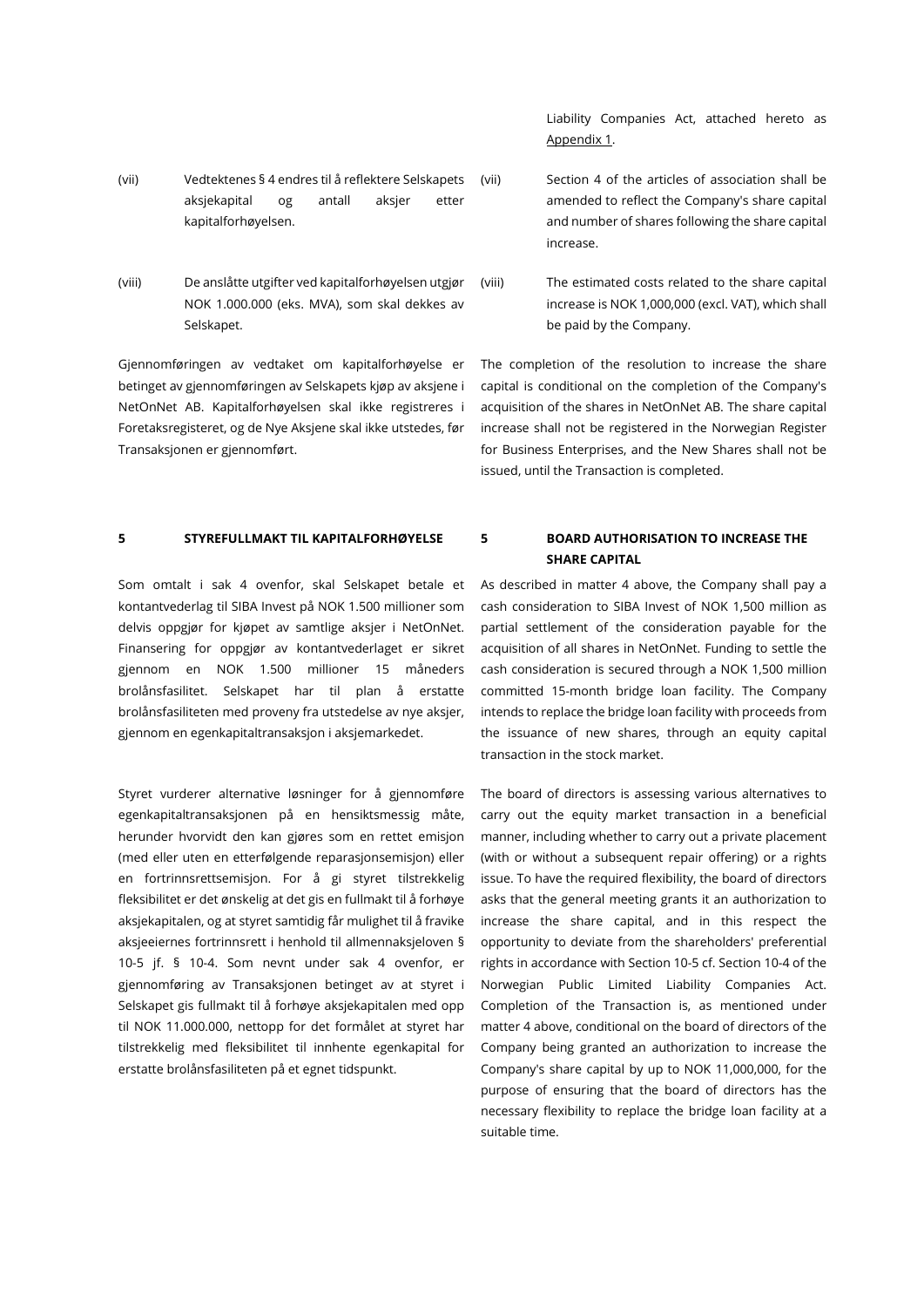Liability Companies Act, attached hereto as Appendix 1.

(vii) Vedtektenes § 4 endres til å reflektere Selskapets aksjekapital og antall aksjer etter kapitalforhøyelsen.

(viii) De anslåtte utgifter ved kapitalforhøyelsen utgjør NOK 1.000.000 (eks. MVA), som skal dekkes av Selskapet.

Gjennomføringen av vedtaket om kapitalforhøyelse er betinget av gjennomføringen av Selskapets kjøp av aksjene i NetOnNet AB. Kapitalforhøyelsen skal ikke registreres i Foretaksregisteret, og de Nye Aksjene skal ikke utstedes, før Transaksjonen er gjennomført.

(vii) Section 4 of the articles of association shall be amended to reflect the Company's share capital and number of shares following the share capital increase.

(viii) The estimated costs related to the share capital increase is NOK 1,000,000 (excl. VAT), which shall be paid by the Company.

The completion of the resolution to increase the share capital is conditional on the completion of the Company's acquisition of the shares in NetOnNet AB. The share capital increase shall not be registered in the Norwegian Register for Business Enterprises, and the New Shares shall not be issued, until the Transaction is completed.

## 5 STYREFULLMAKT TIL KAPITALFORHØYELSE

Som omtalt i sak 4 ovenfor, skal Selskapet betale et kontantvederlag til SIBA Invest på NOK 1.500 millioner som delvis oppgjør for kjøpet av samtlige aksjer i NetOnNet. Finansering for oppgjør av kontantvederlaget er sikret gjennom en NOK 1.500 millioner 15 måneders brolånsfasilitet. Selskapet har til plan å erstatte brolånsfasiliteten med proveny fra utstedelse av nye aksjer, gjennom en egenkapitaltransaksjon i aksjemarkedet.

Styret vurderer alternative løsninger for å gjennomføre egenkapitaltransaksjonen på en hensiktsmessig måte, herunder hvorvidt den kan gjøres som en rettet emisjon (med eller uten en etterfølgende reparasjonsemisjon) eller en fortrinnsrettsemisjon. For å gi styret tilstrekkelig fleksibilitet er det ønskelig at det gis en fullmakt til å forhøye aksjekapitalen, og at styret samtidig får mulighet til å fravike aksjeeiernes fortrinnsrett i henhold til allmennaksjeloven § 10-5 jf. § 10-4. Som nevnt under sak 4 ovenfor, er gjennomføring av Transaksjonen betinget av at styret i Selskapet gis fullmakt til å forhøye aksjekapitalen med opp til NOK 11.000.000, nettopp for det formålet at styret har tilstrekkelig med fleksibilitet til innhente egenkapital for erstatte brolånsfasiliteten på et egnet tidspunkt.

## 5 BOARD AUTHORISATION TO INCREASE THE SHARE CAPITAL

As described in matter 4 above, the Company shall pay a cash consideration to SIBA Invest of NOK 1,500 million as partial settlement of the consideration payable for the acquisition of all shares in NetOnNet. Funding to settle the cash consideration is secured through a NOK 1,500 million committed 15-month bridge loan facility. The Company intends to replace the bridge loan facility with proceeds from the issuance of new shares, through an equity capital transaction in the stock market.

The board of directors is assessing various alternatives to carry out the equity market transaction in a beneficial manner, including whether to carry out a private placement (with or without a subsequent repair offering) or a rights issue. To have the required flexibility, the board of directors asks that the general meeting grants it an authorization to increase the share capital, and in this respect the opportunity to deviate from the shareholders' preferential rights in accordance with Section 10-5 cf. Section 10-4 of the Norwegian Public Limited Liability Companies Act. Completion of the Transaction is, as mentioned under matter 4 above, conditional on the board of directors of the Company being granted an authorization to increase the Company's share capital by up to NOK 11,000,000, for the purpose of ensuring that the board of directors has the necessary flexibility to replace the bridge loan facility at a suitable time.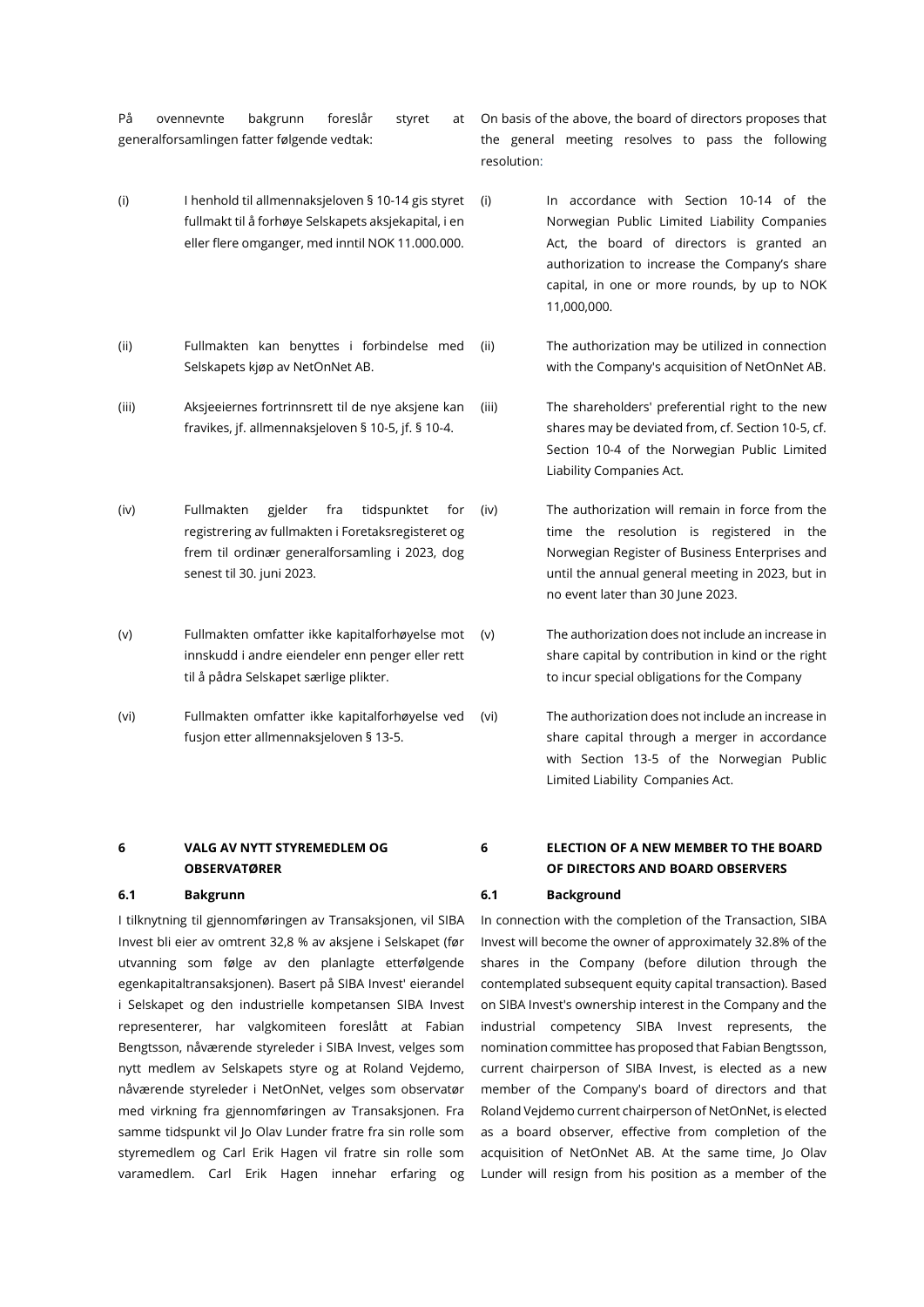På ovennevnte bakgrunn foreslår styret at generalforsamlingen fatter følgende vedtak:

(i) I henhold til allmennaksjeloven § 10-14 gis styret fullmakt til å forhøye Selskapets aksjekapital, i en eller flere omganger, med inntil NOK 11.000.000.

(ii) Fullmakten kan benyttes i forbindelse med Selskapets kjøp av NetOnNet AB.

(iii) Aksjeeiernes fortrinnsrett til de nye aksjene kan fravikes, jf. allmennaksjeloven § 10-5, jf. § 10-4.

(iv) Fullmakten gjelder fra tidspunktet for registrering av fullmakten i Foretaksregisteret og frem til ordinær generalforsamling i 2023, dog senest til 30. juni 2023.

(v) Fullmakten omfatter ikke kapitalforhøyelse mot innskudd i andre eiendeler enn penger eller rett til å pådra Selskapet særlige plikter.

(vi) Fullmakten omfatter ikke kapitalforhøyelse ved fusjon etter allmennaksjeloven § 13-5.

On basis of the above, the board of directors proposes that the general meeting resolves to pass the following resolution:

(i) In accordance with Section 10-14 of the Norwegian Public Limited Liability Companies Act, the board of directors is granted an authorization to increase the Company's share capital, in one or more rounds, by up to NOK 11,000,000.

(ii) The authorization may be utilized in connection with the Company's acquisition of NetOnNet AB.

(iii) The shareholders' preferential right to the new shares may be deviated from, cf. Section 10-5, cf. Section 10-4 of the Norwegian Public Limited Liability Companies Act.

(iv) The authorization will remain in force from the time the resolution is registered in the Norwegian Register of Business Enterprises and until the annual general meeting in 2023, but in no event later than 30 June 2023.

(v) The authorization does not include an increase in share capital by contribution in kind or the right to incur special obligations for the Company

(vi) The authorization does not include an increase in share capital through a merger in accordance with Section 13-5 of the Norwegian Public Limited Liability Companies Act.

## 6 VALG AV NYTT STYREMEDLEM OG OBSERVATØRER

### 6.1 Bakgrunn

I tilknytning til gjennomføringen av Transaksjonen, vil SIBA Invest bli eier av omtrent 32,8 % av aksjene i Selskapet (før utvanning som følge av den planlagte etterfølgende egenkapitaltransaksjonen). Basert på SIBA Invest' eierandel i Selskapet og den industrielle kompetansen SIBA Invest representerer, har valgkomiteen foreslått at Fabian Bengtsson, nåværende styreleder i SIBA Invest, velges som nytt medlem av Selskapets styre og at Roland Vejdemo, nåværende styreleder i NetOnNet, velges som observatør med virkning fra gjennomføringen av Transaksjonen. Fra samme tidspunkt vil Jo Olav Lunder fratre fra sin rolle som styremedlem og Carl Erik Hagen vil fratre sin rolle som varamedlem. Carl Erik Hagen innehar erfaring og

## 6 ELECTION OF A NEW MEMBER TO THE BOARD OF DIRECTORS AND BOARD OBSERVERS

### 6.1 Background

In connection with the completion of the Transaction, SIBA Invest will become the owner of approximately 32.8% of the shares in the Company (before dilution through the contemplated subsequent equity capital transaction). Based on SIBA Invest's ownership interest in the Company and the industrial competency SIBA Invest represents, the nomination committee has proposed that Fabian Bengtsson, current chairperson of SIBA Invest, is elected as a new member of the Company's board of directors and that Roland Vejdemo current chairperson of NetOnNet, is elected as a board observer, effective from completion of the acquisition of NetOnNet AB. At the same time, Jo Olav Lunder will resign from his position as a member of the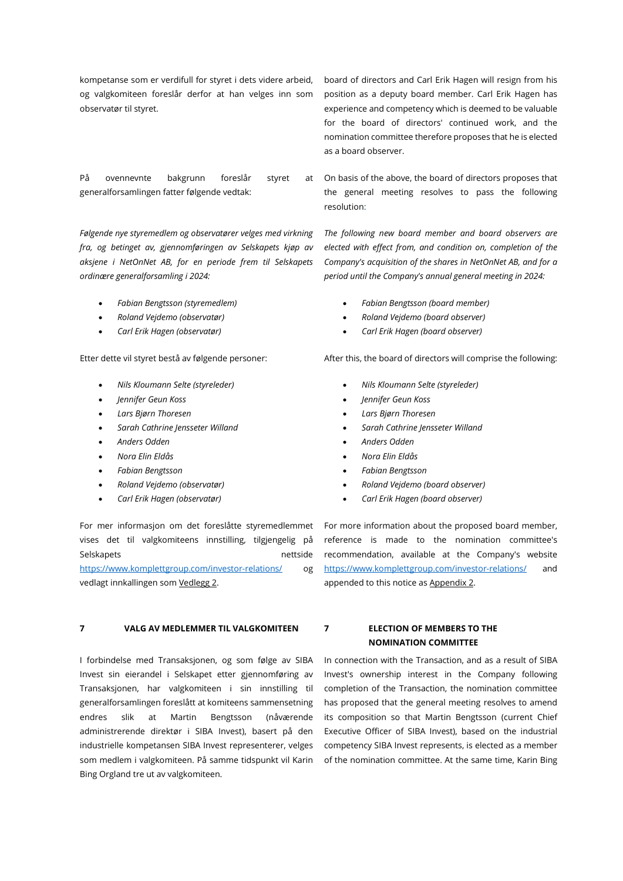kompetanse som er verdifull for styret i dets videre arbeid, og valgkomiteen foreslår derfor at han velges inn som observatør til styret.

board of directors and Carl Erik Hagen will resign from his position as a deputy board member. Carl Erik Hagen has experience and competency which is deemed to be valuable for the board of directors' continued work, and the nomination committee therefore proposes that he is elected as a board observer.

På ovennevnte bakgrunn foreslår styret at generalforsamlingen fatter følgende vedtak:

On basis of the above, the board of directors proposes that the general meeting resolves to pass the following resolution:

*Følgende nye styremedlem og observatører velges med virkning fra, og betinget av, gjennomføringen av Selskapets kjøp av aksjene i NetOnNet AB, for en periode frem til Selskapets ordinære generalforsamling i 2024:*

- *Fabian Bengtsson (styremedlem)*
- *Roland Vejdemo (observatør)*
- *Carl Erik Hagen (observatør)*

*The following new board member and board observers are elected with effect from, and condition on, completion of the Company's acquisition of the shares in NetOnNet AB, and for a period until the Company's annual general meeting in 2024:*

- *Fabian Bengtsson (board member)*
- *Roland Vejdemo (board observer)*
- *Carl Erik Hagen (board observer)*

Etter dette vil styret bestå av følgende personer:

- *Nils Kloumann Selte (styreleder)*
- *Jennifer Geun Koss*
- *Lars Bjørn Thoresen*
- *Sarah Cathrine Jensseter Willand*
- *Anders Odden*
- *Nora Elin Eldås*
- *Fabian Bengtsson*
- *Roland Vejdemo (observatør)*
- *Carl Erik Hagen (observatør)*

After this, the board of directors will comprise the following:

- *Nils Kloumann Selte (styreleder)*
- *Jennifer Geun Koss*
- *Lars Bjørn Thoresen*
- *Sarah Cathrine Jensseter Willand*
- *Anders Odden*
- *Nora Elin Eldås*
- *Fabian Bengtsson*
- *Roland Vejdemo (board observer)*
- *Carl Erik Hagen (board observer)*

For mer informasjon om det foreslåtte styremedlemmet vises det til valgkomiteens innstilling, tilgjengelig på Selskapets nettside https://www.komplettgroup.com/investor-relations/ og vedlagt innkallingen som Vedlegg 2.

For more information about the proposed board member, reference is made to the nomination committee's recommendation, available at the Company's website https://www.komplettgroup.com/investor-relations/ and appended to this notice as Appendix 2.

## 7 VALG AV MEDLEMMER TIL VALGKOMITEEN

I forbindelse med Transaksjonen, og som følge av SIBA Invest sin eierandel i Selskapet etter gjennomføring av Transaksjonen, har valgkomiteen i sin innstilling til generalforsamlingen foreslått at komiteens sammensetning endres slik at Martin Bengtsson (nåværende administrerende direktør i SIBA Invest), basert på den industrielle kompetansen SIBA Invest representerer, velges som medlem i valgkomiteen. På samme tidspunkt vil Karin Bing Orgland tre ut av valgkomiteen.

## 7 ELECTION OF MEMBERS TO THE NOMINATION COMMITTEE

In connection with the Transaction, and as a result of SIBA Invest's ownership interest in the Company following completion of the Transaction, the nomination committee has proposed that the general meeting resolves to amend its composition so that Martin Bengtsson (current Chief Executive Officer of SIBA Invest), based on the industrial competency SIBA Invest represents, is elected as a member of the nomination committee. At the same time, Karin Bing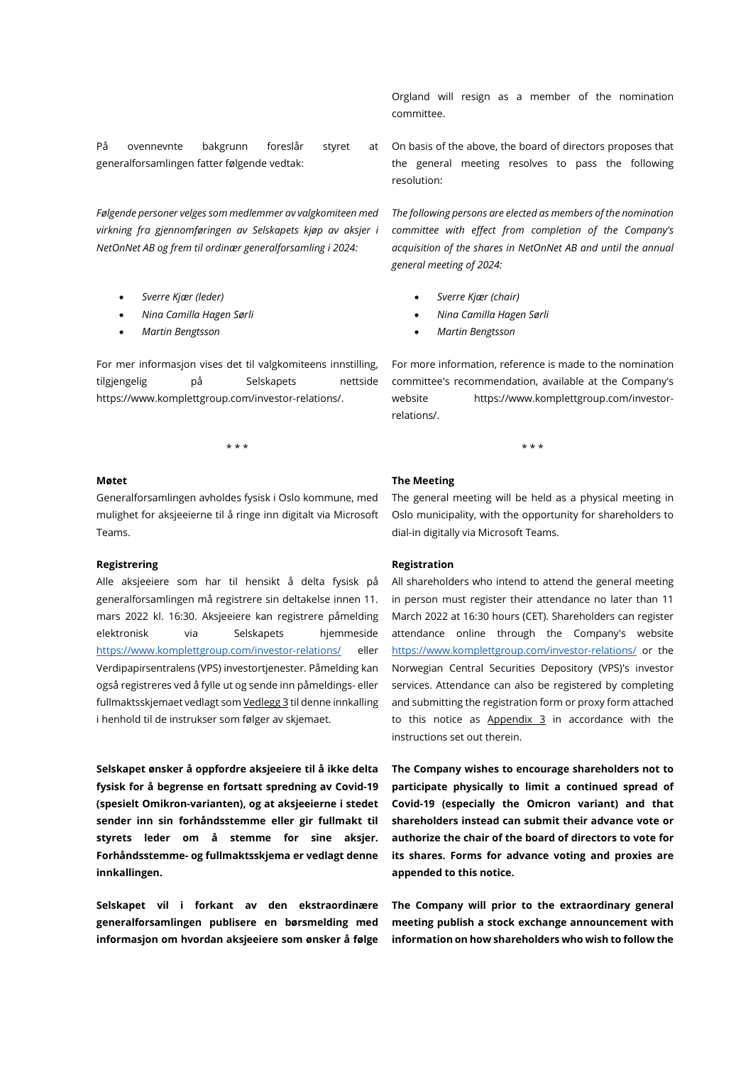Orgland will resign as a member of the nomination committee.

På ovennevnte bakgrunn foreslår styret at generalforsamlingen fatter følgende vedtak:

*Følgende personer velges som medlemmer av valgkomiteen med virkning fra gjennomføringen av Selskapets kjøp av aksjer i NetOnNet AB og frem til ordinær generalforsamling i 2024:*

- *Sverre Kjær (leder)*
- *Nina Camilla Hagen Sørli*
- *Martin Bengtsson*

For mer informasjon vises det til valgkomiteens innstilling, tilgjengelig på Selskapets nettside https://www.komplettgroup.com/investor-relations/.

On basis of the above, the board of directors proposes that the general meeting resolves to pass the following resolution:

*The following persons are elected as members of the nomination committee with effect from completion of the Company's acquisition of the shares in NetOnNet AB and until the annual general meeting of 2024:*

- *Sverre Kjær (chair)*
- *Nina Camilla Hagen Sørli*
- *Martin Bengtsson*

For more information, reference is made to the nomination committee's recommendation, available at the Company's website https://www.komplettgroup.com/investor-relations/.

\* \* \*

**Møtet**

Generalforsamlingen avholdes fysisk i Oslo kommune, med mulighet for aksjeeiere til å ringe inn digitalt via Microsoft Teams.

**Registrering**

Alle aksjeeiere som har til hensikt å delta fysisk på generalforsamlingen må registrere sin deltakelse innen 11. mars 2022 kl. 16:30. Aksjeeiere kan registrere påmelding elektronisk via Selskapets hjemmeside https://www.komplettgroup.com/investor-relations/ eller Verdipapirsentralens (VPS) investortjenester. Påmelding kan også registreres ved å fylle ut og sende inn påmeldings- eller fullmaktsskjemaet vedlagt som Vedlegg 3 til denne innkalling i henhold til de instrukser som følger av skjemaet.

**Selskapet ønsker å oppfordre aksjeeiere til å ikke delta fysisk for å begrense en fortsatt spredning av Covid-19 (spesielt Omikron-varianten), og at aksjeeierne i stedet sender inn sin forhåndsstemme eller gir fullmakt til styrets leder om å stemme for sine aksjer. Forhåndsstemme- og fullmaktsskjema er vedlagt denne innkallingen.**

**Selskapet vil i forkant av den ekstraordinære generalforsamlingen publisere en børsmelding med informasjon om hvordan aksjeeiere som ønsker å følge**

**The Meeting**

The general meeting will be held as a physical meeting in Oslo municipality, with the opportunity for shareholders to dial-in digitally via Microsoft Teams.

**Registration**

All shareholders who intend to attend the general meeting in person must register their attendance no later than 11 March 2022 at 16:30 hours (CET). Shareholders can register attendance online through the Company's website https://www.komplettgroup.com/investor-relations/ or the Norwegian Central Securities Depository (VPS)'s investor services. Attendance can also be registered by completing and submitting the registration form or proxy form attached to this notice as Appendix 3 in accordance with the instructions set out therein.

**The Company wishes to encourage shareholders not to participate physically to limit a continued spread of Covid-19 (especially the Omicron variant) and that shareholders instead can submit their advance vote or authorize the chair of the board of directors to vote for its shares. Forms for advance voting and proxies are appended to this notice.**

**The Company will prior to the extraordinary general meeting publish a stock exchange announcement with information on how shareholders who wish to follow the**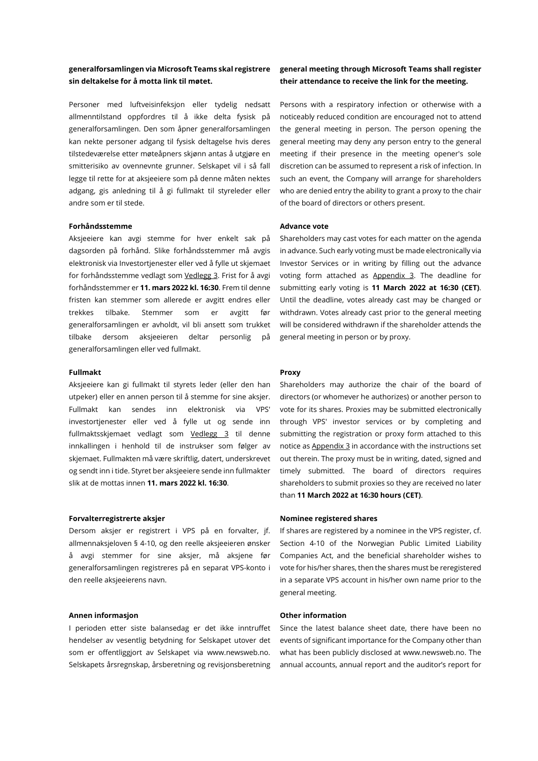**generalforsamlingen via Microsoft Teams skal registrere sin deltakelse for å motta link til møtet.**

Personer med luftveisinfeksjon eller tydelig nedsatt allmenntilstand oppfordres til å ikke delta fysisk på generalforsamlingen. Den som åpner generalforsamlingen kan nekte personer adgang til fysisk deltagelse hvis deres tilstedeværelse etter møteåpners skjønn antas å utgjøre en smitterisiko av ovennevnte grunner. Selskapet vil i så fall legge til rette for at aksjeeiere som på denne måten nektes adgang, gis anledning til å gi fullmakt til styreleder eller andre som er til stede.

**Forhåndsstemme**

Aksjeeiere kan avgi stemme for hver enkelt sak på dagsorden på forhånd. Slike forhåndsstemmer må avgis elektronisk via Investortjenester eller ved å fylle ut skjemaet for forhåndsstemme vedlagt som Vedlegg 3. Frist for å avgi forhåndsstemmer er **11. mars 2022 kl. 16:30**. Frem til denne fristen kan stemmer som allerede er avgitt endres eller trekkes tilbake. Stemmer som er avgitt før generalforsamlingen er avholdt, vil bli ansett som trukket tilbake dersom aksjeeieren deltar personlig på generalforsamlingen eller ved fullmakt.

**Fullmakt**

Aksjeeiere kan gi fullmakt til styrets leder (eller den han utpeker) eller en annen person til å stemme for sine aksjer. Fullmakt kan sendes inn elektronisk via VPS' investortjenester eller ved å fylle ut og sende inn fullmaktsskjemaet vedlagt som Vedlegg 3 til denne innkallingen i henhold til de instrukser som følger av skjemaet. Fullmakten må være skriftlig, datert, underskrevet og sendt inn i tide. Styret ber aksjeeiere sende inn fullmakter slik at de mottas innen **11. mars 2022 kl. 16:30**.

**Forvalterregistrerte aksjer**

Dersom aksjer er registrert i VPS på en forvalter, jf. allmennaksjeloven § 4-10, og den reelle aksjeeieren ønsker å avgi stemmer for sine aksjer, må aksjene før generalforsamlingen registreres på en separat VPS-konto i den reelle aksjeeierens navn.

**Annen informasjon**

I perioden etter siste balansedag er det ikke inntruffet hendelser av vesentlig betydning for Selskapet utover det som er offentliggjort av Selskapet via www.newsweb.no. Selskapets årsregnskap, årsberetning og revisjonsberetning

**general meeting through Microsoft Teams shall register their attendance to receive the link for the meeting.**

Persons with a respiratory infection or otherwise with a noticeably reduced condition are encouraged not to attend the general meeting in person. The person opening the general meeting may deny any person entry to the general meeting if their presence in the meeting opener's sole discretion can be assumed to represent a risk of infection. In such an event, the Company will arrange for shareholders who are denied entry the ability to grant a proxy to the chair of the board of directors or others present.

**Advance vote**

Shareholders may cast votes for each matter on the agenda in advance. Such early voting must be made electronically via Investor Services or in writing by filling out the advance voting form attached as Appendix 3. The deadline for submitting early voting is **11 March 2022 at 16:30 (CET)**. Until the deadline, votes already cast may be changed or withdrawn. Votes already cast prior to the general meeting will be considered withdrawn if the shareholder attends the general meeting in person or by proxy.

**Proxy**

Shareholders may authorize the chair of the board of directors (or whomever he authorizes) or another person to vote for its shares. Proxies may be submitted electronically through VPS' investor services or by completing and submitting the registration or proxy form attached to this notice as Appendix 3 in accordance with the instructions set out therein. The proxy must be in writing, dated, signed and timely submitted. The board of directors requires shareholders to submit proxies so they are received no later than **11 March 2022 at 16:30 hours (CET)**.

**Nominee registered shares**

If shares are registered by a nominee in the VPS register, cf. Section 4-10 of the Norwegian Public Limited Liability Companies Act, and the beneficial shareholder wishes to vote for his/her shares, then the shares must be reregistered in a separate VPS account in his/her own name prior to the general meeting.

**Other information**

Since the latest balance sheet date, there have been no events of significant importance for the Company other than what has been publicly disclosed at www.newsweb.no. The annual accounts, annual report and the auditor's report for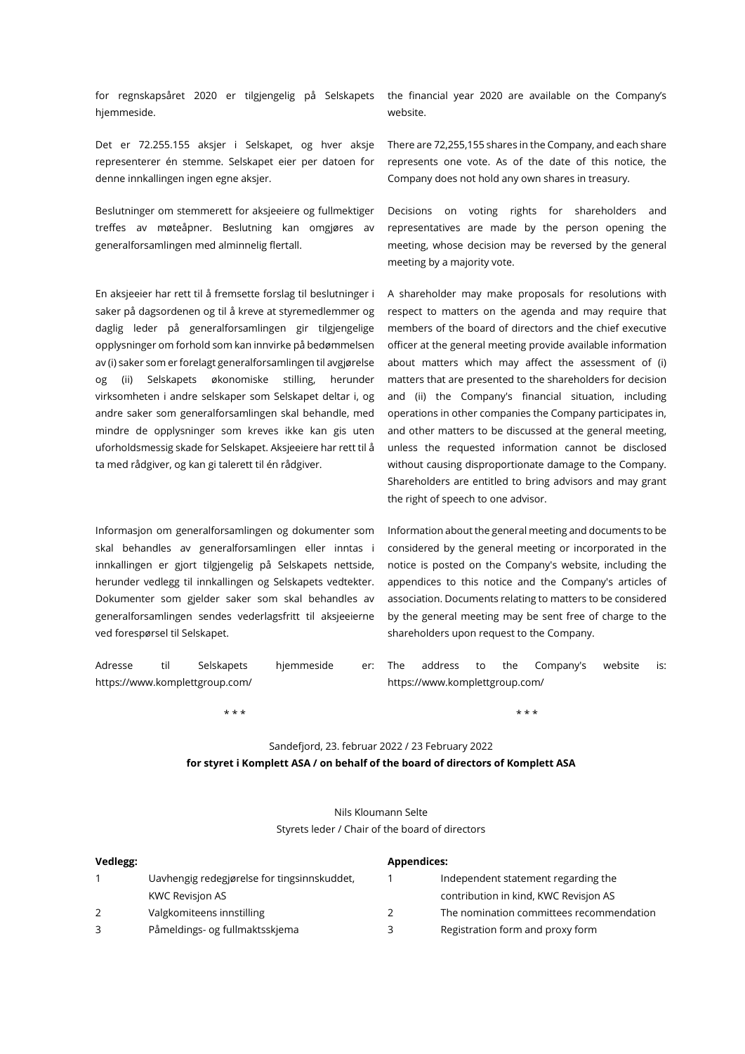for regnskapsåret 2020 er tilgjengelig på Selskapets hjemmeside.

the financial year 2020 are available on the Company's website.

Det er 72.255.155 aksjer i Selskapet, og hver aksje representerer én stemme. Selskapet eier per datoen for denne innkallingen ingen egne aksjer.

There are 72,255,155 shares in the Company, and each share represents one vote. As of the date of this notice, the Company does not hold any own shares in treasury.

Beslutninger om stemmerett for aksjeeiere og fullmektiger treffes av møteåpner. Beslutning kan omgjøres av generalforsamlingen med alminnelig flertall.

Decisions on voting rights for shareholders and representatives are made by the person opening the meeting, whose decision may be reversed by the general meeting by a majority vote.

En aksjeeier har rett til å fremsette forslag til beslutninger i saker på dagsordenen og til å kreve at styremedlemmer og daglig leder på generalforsamlingen gir tilgjengelige opplysninger om forhold som kan innvirke på bedømmelsen av (i) saker som er forelagt generalforsamlingen til avgjørelse og (ii) Selskapets økonomiske stilling, herunder virksomheten i andre selskaper som Selskapet deltar i, og andre saker som generalforsamlingen skal behandle, med mindre de opplysninger som kreves ikke kan gis uten uforholdsmessig skade for Selskapet. Aksjeeiere har rett til å ta med rådgiver, og kan gi talerett til én rådgiver.

A shareholder may make proposals for resolutions with respect to matters on the agenda and may require that members of the board of directors and the chief executive officer at the general meeting provide available information about matters which may affect the assessment of (i) matters that are presented to the shareholders for decision and (ii) the Company's financial situation, including operations in other companies the Company participates in, and other matters to be discussed at the general meeting, unless the requested information cannot be disclosed without causing disproportionate damage to the Company. Shareholders are entitled to bring advisors and may grant the right of speech to one advisor.

Informasjon om generalforsamlingen og dokumenter som skal behandles av generalforsamlingen eller inntas i innkallingen er gjort tilgjengelig på Selskapets nettside, herunder vedlegg til innkallingen og Selskapets vedtekter. Dokumenter som gjelder saker som skal behandles av generalforsamlingen sendes vederlagsfritt til aksjeeierne ved forespørsel til Selskapet.

Information about the general meeting and documents to be considered by the general meeting or incorporated in the notice is posted on the Company's website, including the appendices to this notice and the Company's articles of association. Documents relating to matters to be considered by the general meeting may be sent free of charge to the shareholders upon request to the Company.

Adresse til Selskapets hjemmeside er: https://www.komplettgroup.com/

The address to the Company's website is: https://www.komplettgroup.com/

\* \* \*

Sandefjord, 23. februar 2022 / 23 February 2022

**for styret i Komplett ASA / on behalf of the board of directors of Komplett ASA**

Nils Kloumann Selte

Styrets leder / Chair of the board of directors

**Vedlegg:**

1. Uavhengig redegjørelse for tingsinnskuddet, KWC Revisjon AS
2. Valgkomiteens innstilling
3. Påmeldings- og fullmaktsskjema

**Appendices:**

1. Independent statement regarding the contribution in kind, KWC Revisjon AS
2. The nomination committees recommendation
3. Registration form and proxy form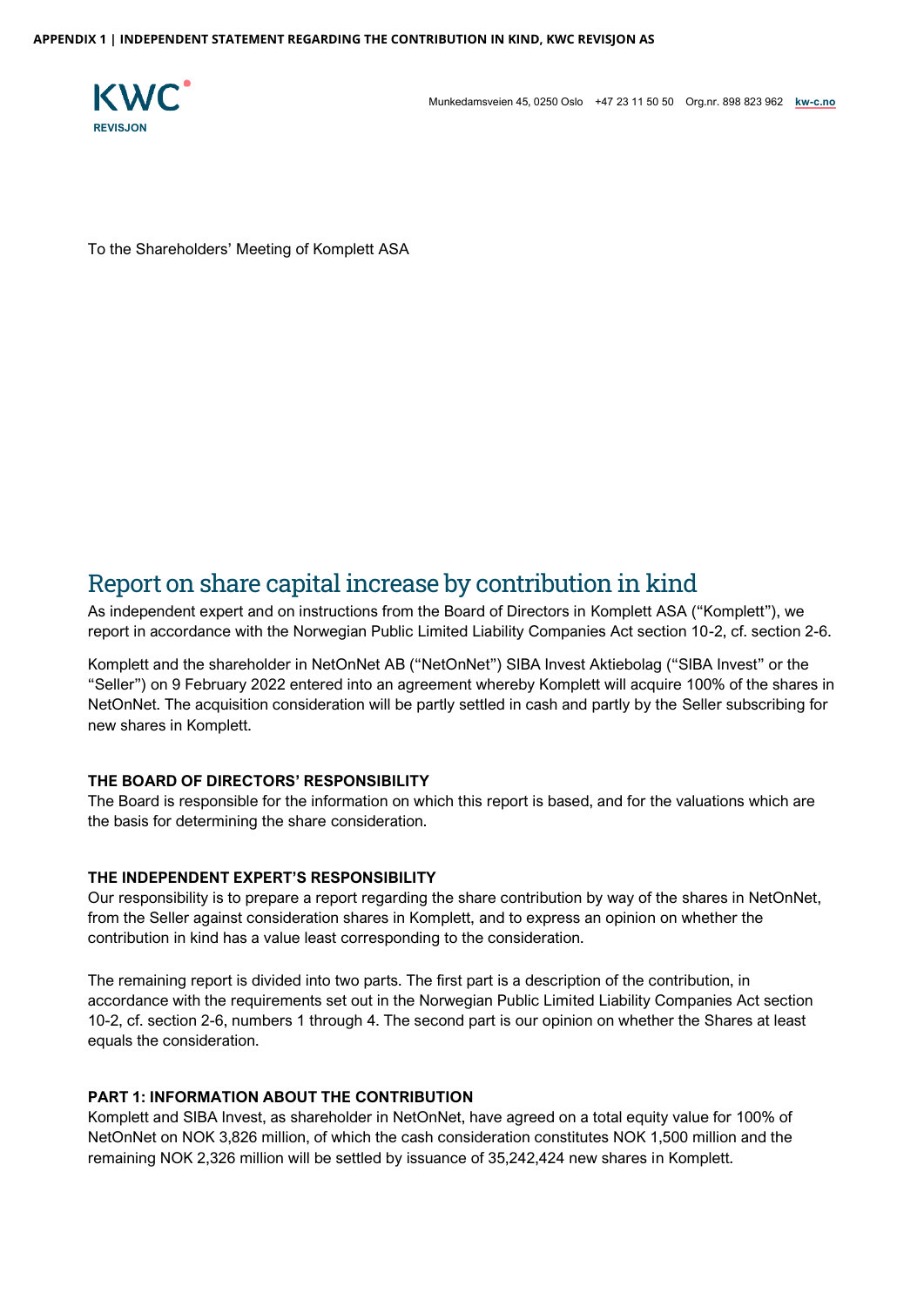APPENDIX 1 | INDEPENDENT STATEMENT REGARDING THE CONTRIBUTION IN KIND, KWC REVISJON AS

KWC
REVISJON

Munkedamsveien 45, 0250 Oslo +47 23 11 50 50 Org.nr. 898 823 962 kw-c.no

To the Shareholders' Meeting of Komplett ASA

# Report on share capital increase by contribution in kind

As independent expert and on instructions from the Board of Directors in Komplett ASA ("Komplett"), we report in accordance with the Norwegian Public Limited Liability Companies Act section 10-2, cf. section 2-6.

Komplett and the shareholder in NetOnNet AB ("NetOnNet") SIBA Invest Aktiebolag ("SIBA Invest" or the "Seller") on 9 February 2022 entered into an agreement whereby Komplett will acquire 100% of the shares in NetOnNet. The acquisition consideration will be partly settled in cash and partly by the Seller subscribing for new shares in Komplett.

**THE BOARD OF DIRECTORS' RESPONSIBILITY**
The Board is responsible for the information on which this report is based, and for the valuations which are the basis for determining the share consideration.

**THE INDEPENDENT EXPERT'S RESPONSIBILITY**
Our responsibility is to prepare a report regarding the share contribution by way of the shares in NetOnNet, from the Seller against consideration shares in Komplett, and to express an opinion on whether the contribution in kind has a value least corresponding to the consideration.

The remaining report is divided into two parts. The first part is a description of the contribution, in accordance with the requirements set out in the Norwegian Public Limited Liability Companies Act section 10-2, cf. section 2-6, numbers 1 through 4. The second part is our opinion on whether the Shares at least equals the consideration.

**PART 1: INFORMATION ABOUT THE CONTRIBUTION**
Komplett and SIBA Invest, as shareholder in NetOnNet, have agreed on a total equity value for 100% of NetOnNet on NOK 3,826 million, of which the cash consideration constitutes NOK 1,500 million and the remaining NOK 2,326 million will be settled by issuance of 35,242,424 new shares in Komplett.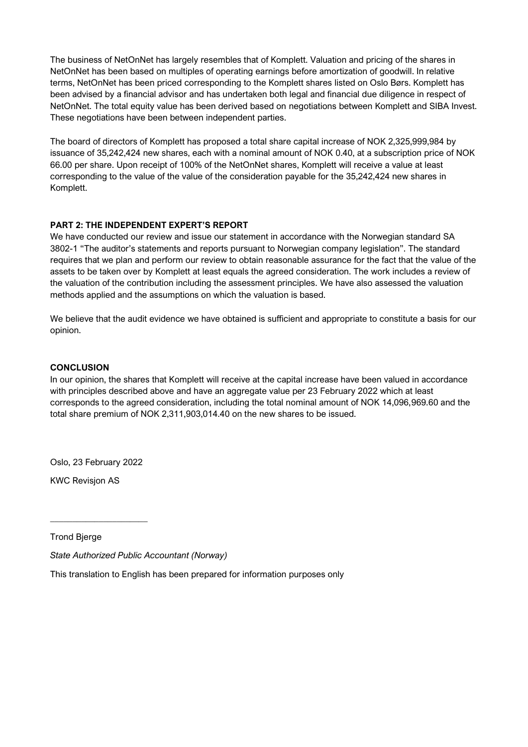The business of NetOnNet has largely resembles that of Komplett. Valuation and pricing of the shares in NetOnNet has been based on multiples of operating earnings before amortization of goodwill. In relative terms, NetOnNet has been priced corresponding to the Komplett shares listed on Oslo Børs. Komplett has been advised by a financial advisor and has undertaken both legal and financial due diligence in respect of NetOnNet. The total equity value has been derived based on negotiations between Komplett and SIBA Invest. These negotiations have been between independent parties.

The board of directors of Komplett has proposed a total share capital increase of NOK 2,325,999,984 by issuance of 35,242,424 new shares, each with a nominal amount of NOK 0.40, at a subscription price of NOK 66.00 per share. Upon receipt of 100% of the NetOnNet shares, Komplett will receive a value at least corresponding to the value of the value of the consideration payable for the 35,242,424 new shares in Komplett.

**PART 2: THE INDEPENDENT EXPERT'S REPORT**

We have conducted our review and issue our statement in accordance with the Norwegian standard SA 3802-1 "The auditor's statements and reports pursuant to Norwegian company legislation". The standard requires that we plan and perform our review to obtain reasonable assurance for the fact that the value of the assets to be taken over by Komplett at least equals the agreed consideration. The work includes a review of the valuation of the contribution including the assessment principles. We have also assessed the valuation methods applied and the assumptions on which the valuation is based.

We believe that the audit evidence we have obtained is sufficient and appropriate to constitute a basis for our opinion.

**CONCLUSION**

In our opinion, the shares that Komplett will receive at the capital increase have been valued in accordance with principles described above and have an aggregate value per 23 February 2022 which at least corresponds to the agreed consideration, including the total nominal amount of NOK 14,096,969.60 and the total share premium of NOK 2,311,903,014.40 on the new shares to be issued.

Oslo, 23 February 2022

KWC Revisjon AS

\_\_\_\_\_\_\_\_\_\_\_\_\_\_\_\_\_\_\_\_

Trond Bjerge

*State Authorized Public Accountant (Norway)*

This translation to English has been prepared for information purposes only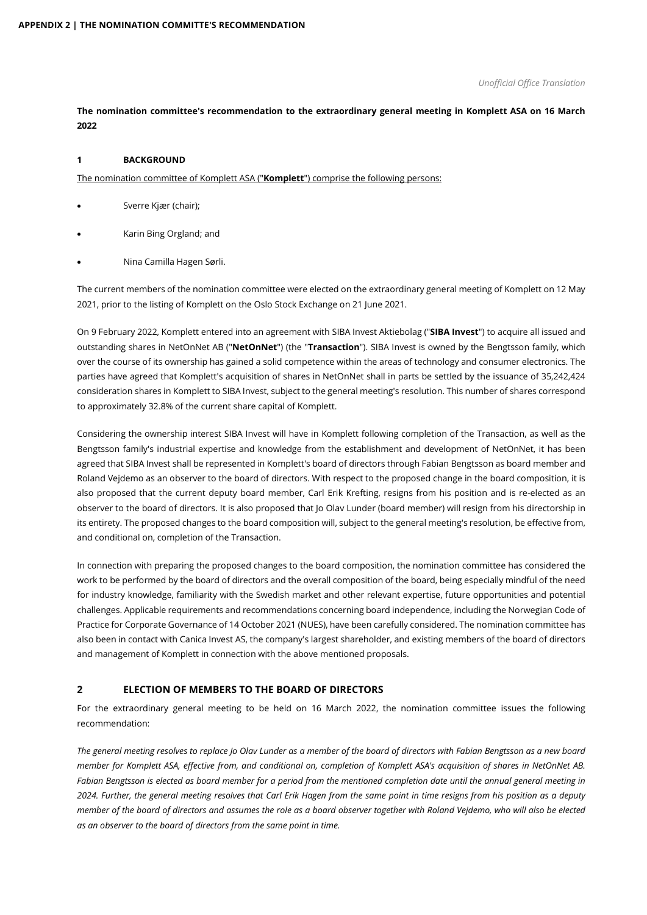**APPENDIX 2 | THE NOMINATION COMMITTE'S RECOMMENDATION**

*Unofficial Office Translation*

**The nomination committee's recommendation to the extraordinary general meeting in Komplett ASA on 16 March 2022**

## 1 BACKGROUND

The nomination committee of Komplett ASA ("**Komplett**") comprise the following persons:

- Sverre Kjær (chair);
- Karin Bing Orgland; and
- Nina Camilla Hagen Sørli.

The current members of the nomination committee were elected on the extraordinary general meeting of Komplett on 12 May 2021, prior to the listing of Komplett on the Oslo Stock Exchange on 21 June 2021.

On 9 February 2022, Komplett entered into an agreement with SIBA Invest Aktiebolag ("**SIBA Invest**") to acquire all issued and outstanding shares in NetOnNet AB ("**NetOnNet**") (the "**Transaction**"). SIBA Invest is owned by the Bengtsson family, which over the course of its ownership has gained a solid competence within the areas of technology and consumer electronics. The parties have agreed that Komplett's acquisition of shares in NetOnNet shall in parts be settled by the issuance of 35,242,424 consideration shares in Komplett to SIBA Invest, subject to the general meeting's resolution. This number of shares correspond to approximately 32.8% of the current share capital of Komplett.

Considering the ownership interest SIBA Invest will have in Komplett following completion of the Transaction, as well as the Bengtsson family's industrial expertise and knowledge from the establishment and development of NetOnNet, it has been agreed that SIBA Invest shall be represented in Komplett's board of directors through Fabian Bengtsson as board member and Roland Vejdemo as an observer to the board of directors. With respect to the proposed change in the board composition, it is also proposed that the current deputy board member, Carl Erik Krefting, resigns from his position and is re-elected as an observer to the board of directors. It is also proposed that Jo Olav Lunder (board member) will resign from his directorship in its entirety. The proposed changes to the board composition will, subject to the general meeting's resolution, be effective from, and conditional on, completion of the Transaction.

In connection with preparing the proposed changes to the board composition, the nomination committee has considered the work to be performed by the board of directors and the overall composition of the board, being especially mindful of the need for industry knowledge, familiarity with the Swedish market and other relevant expertise, future opportunities and potential challenges. Applicable requirements and recommendations concerning board independence, including the Norwegian Code of Practice for Corporate Governance of 14 October 2021 (NUES), have been carefully considered. The nomination committee has also been in contact with Canica Invest AS, the company's largest shareholder, and existing members of the board of directors and management of Komplett in connection with the above mentioned proposals.

## 2 ELECTION OF MEMBERS TO THE BOARD OF DIRECTORS

For the extraordinary general meeting to be held on 16 March 2022, the nomination committee issues the following recommendation:

*The general meeting resolves to replace Jo Olav Lunder as a member of the board of directors with Fabian Bengtsson as a new board member for Komplett ASA, effective from, and conditional on, completion of Komplett ASA's acquisition of shares in NetOnNet AB. Fabian Bengtsson is elected as board member for a period from the mentioned completion date until the annual general meeting in 2024. Further, the general meeting resolves that Carl Erik Hagen from the same point in time resigns from his position as a deputy member of the board of directors and assumes the role as a board observer together with Roland Vejdemo, who will also be elected as an observer to the board of directors from the same point in time.*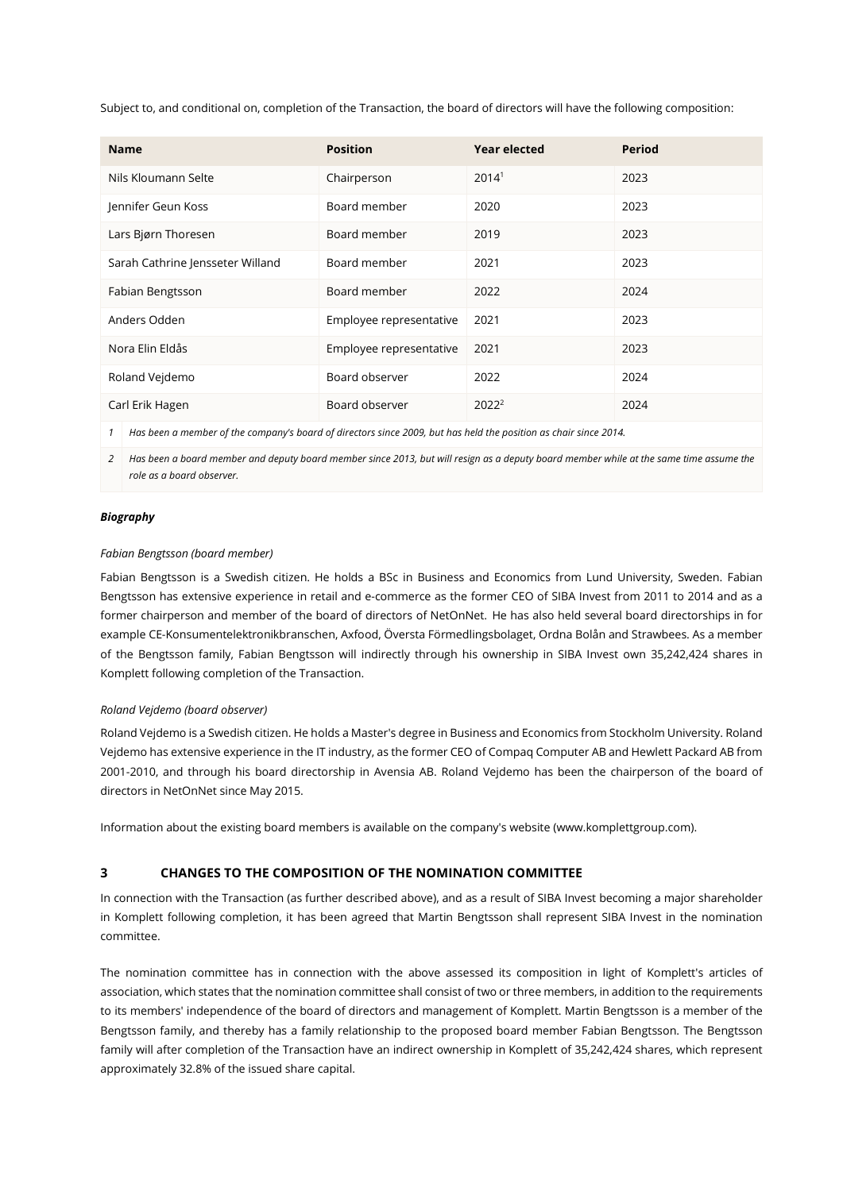Subject to, and conditional on, completion of the Transaction, the board of directors will have the following composition:

| Name | Position | Year elected | Period |
| --- | --- | --- | --- |
| Nils Kloumann Selte | Chairperson | 2014[1] | 2023 |
| Jennifer Geun Koss | Board member | 2020 | 2023 |
| Lars Bjørn Thoresen | Board member | 2019 | 2023 |
| Sarah Cathrine Jensseter Willand | Board member | 2021 | 2023 |
| Fabian Bengtsson | Board member | 2022 | 2024 |
| Anders Odden | Employee representative | 2021 | 2023 |
| Nora Elin Eldås | Employee representative | 2021 | 2023 |
| Roland Vejdemo | Board observer | 2022 | 2024 |
| Carl Erik Hagen | Board observer | 2022[2] | 2024 |

*1 Has been a member of the company's board of directors since 2009, but has held the position as chair since 2014.*

*2 Has been a board member and deputy board member since 2013, but will resign as a deputy board member while at the same time assume the role as a board observer.*

***Biography***

*Fabian Bengtsson (board member)*

Fabian Bengtsson is a Swedish citizen. He holds a BSc in Business and Economics from Lund University, Sweden. Fabian Bengtsson has extensive experience in retail and e-commerce as the former CEO of SIBA Invest from 2011 to 2014 and as a former chairperson and member of the board of directors of NetOnNet. He has also held several board directorships in for example CE-Konsumentelektronikbranschen, Axfood, Översta Förmedlingsbolaget, Ordna Bolån and Strawbees. As a member of the Bengtsson family, Fabian Bengtsson will indirectly through his ownership in SIBA Invest own 35,242,424 shares in Komplett following completion of the Transaction.

*Roland Vejdemo (board observer)*

Roland Vejdemo is a Swedish citizen. He holds a Master's degree in Business and Economics from Stockholm University. Roland Vejdemo has extensive experience in the IT industry, as the former CEO of Compaq Computer AB and Hewlett Packard AB from 2001-2010, and through his board directorship in Avensia AB. Roland Vejdemo has been the chairperson of the board of directors in NetOnNet since May 2015.

Information about the existing board members is available on the company's website (www.komplettgroup.com).

## 3 CHANGES TO THE COMPOSITION OF THE NOMINATION COMMITTEE

In connection with the Transaction (as further described above), and as a result of SIBA Invest becoming a major shareholder in Komplett following completion, it has been agreed that Martin Bengtsson shall represent SIBA Invest in the nomination committee.

The nomination committee has in connection with the above assessed its composition in light of Komplett's articles of association, which states that the nomination committee shall consist of two or three members, in addition to the requirements to its members' independence of the board of directors and management of Komplett. Martin Bengtsson is a member of the Bengtsson family, and thereby has a family relationship to the proposed board member Fabian Bengtsson. The Bengtsson family will after completion of the Transaction have an indirect ownership in Komplett of 35,242,424 shares, which represent approximately 32.8% of the issued share capital.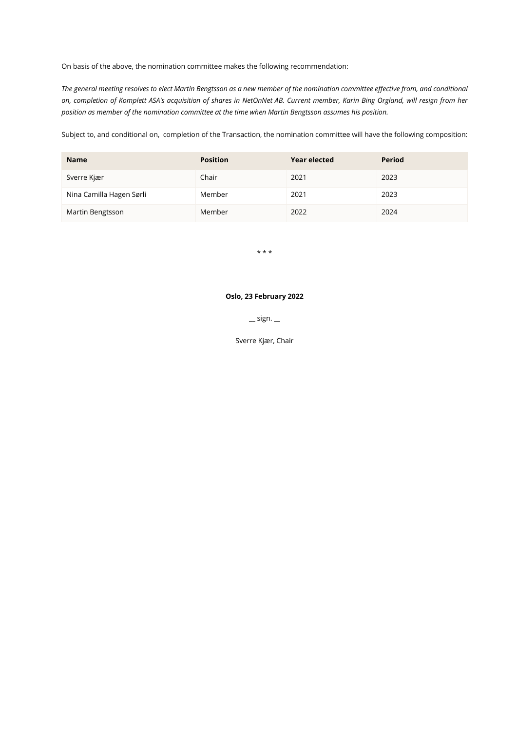On basis of the above, the nomination committee makes the following recommendation:

*The general meeting resolves to elect Martin Bengtsson as a new member of the nomination committee effective from, and conditional on, completion of Komplett ASA's acquisition of shares in NetOnNet AB. Current member, Karin Bing Orgland, will resign from her position as member of the nomination committee at the time when Martin Bengtsson assumes his position.*

Subject to, and conditional on, completion of the Transaction, the nomination committee will have the following composition:

| Name | Position | Year elected | Period |
|---|---|---|---|
| Sverre Kjær | Chair | 2021 | 2023 |
| Nina Camilla Hagen Sørli | Member | 2021 | 2023 |
| Martin Bengtsson | Member | 2022 | 2024 |

* * *

**Oslo, 23 February 2022**

__ sign. __

Sverre Kjær, Chair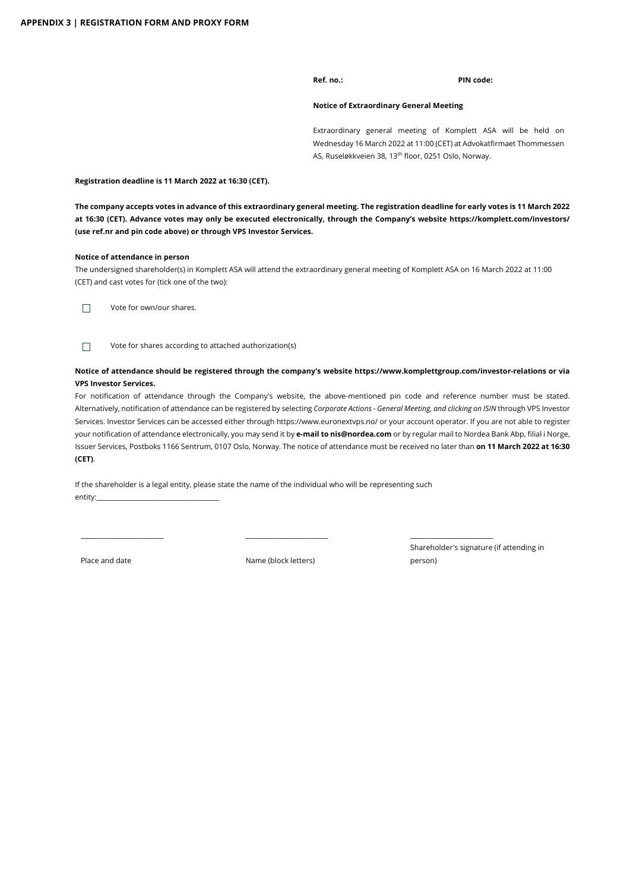**APPENDIX 3 | REGISTRATION FORM AND PROXY FORM**

**Ref. no.:** **PIN code:**

**Notice of Extraordinary General Meeting**

Extraordinary general meeting of Komplett ASA will be held on Wednesday 16 March 2022 at 11:00 (CET) at Advokatfirmaet Thommessen AS, Ruseløkkveien 38, 13th floor, 0251 Oslo, Norway.

**Registration deadline is 11 March 2022 at 16:30 (CET).**

**The company accepts votes in advance of this extraordinary general meeting. The registration deadline for early votes is 11 March 2022 at 16:30 (CET). Advance votes may only be executed electronically, through the Company's website https://komplett.com/investors/ (use ref.nr and pin code above) or through VPS Investor Services.**

**Notice of attendance in person**

The undersigned shareholder(s) in Komplett ASA will attend the extraordinary general meeting of Komplett ASA on 16 March 2022 at 11:00 (CET) and cast votes for (tick one of the two):

☐ Vote for own/our shares.

☐ Vote for shares according to attached authorization(s)

**Notice of attendance should be registered through the company's website https://www.komplettgroup.com/investor-relations or via VPS Investor Services.**

For notification of attendance through the Company's website, the above-mentioned pin code and reference number must be stated. Alternatively, notification of attendance can be registered by selecting *Corporate Actions - General Meeting, and clicking on ISIN* through VPS Investor Services. Investor Services can be accessed either through https://www.euronextvps.no/ or your account operator. If you are not able to register your notification of attendance electronically, you may send it by **e-mail to nis@nordea.com** or by regular mail to Nordea Bank Abp, filial i Norge, Issuer Services, Postboks 1166 Sentrum, 0107 Oslo, Norway. The notice of attendance must be received no later than **on 11 March 2022 at 16:30 (CET)**.

If the shareholder is a legal entity, please state the name of the individual who will be representing such entity:___________________________________

| ________________________ | ________________________ | ________________________ |
|---|---|---|
| Place and date | Name (block letters) | Shareholder's signature (if attending in person) |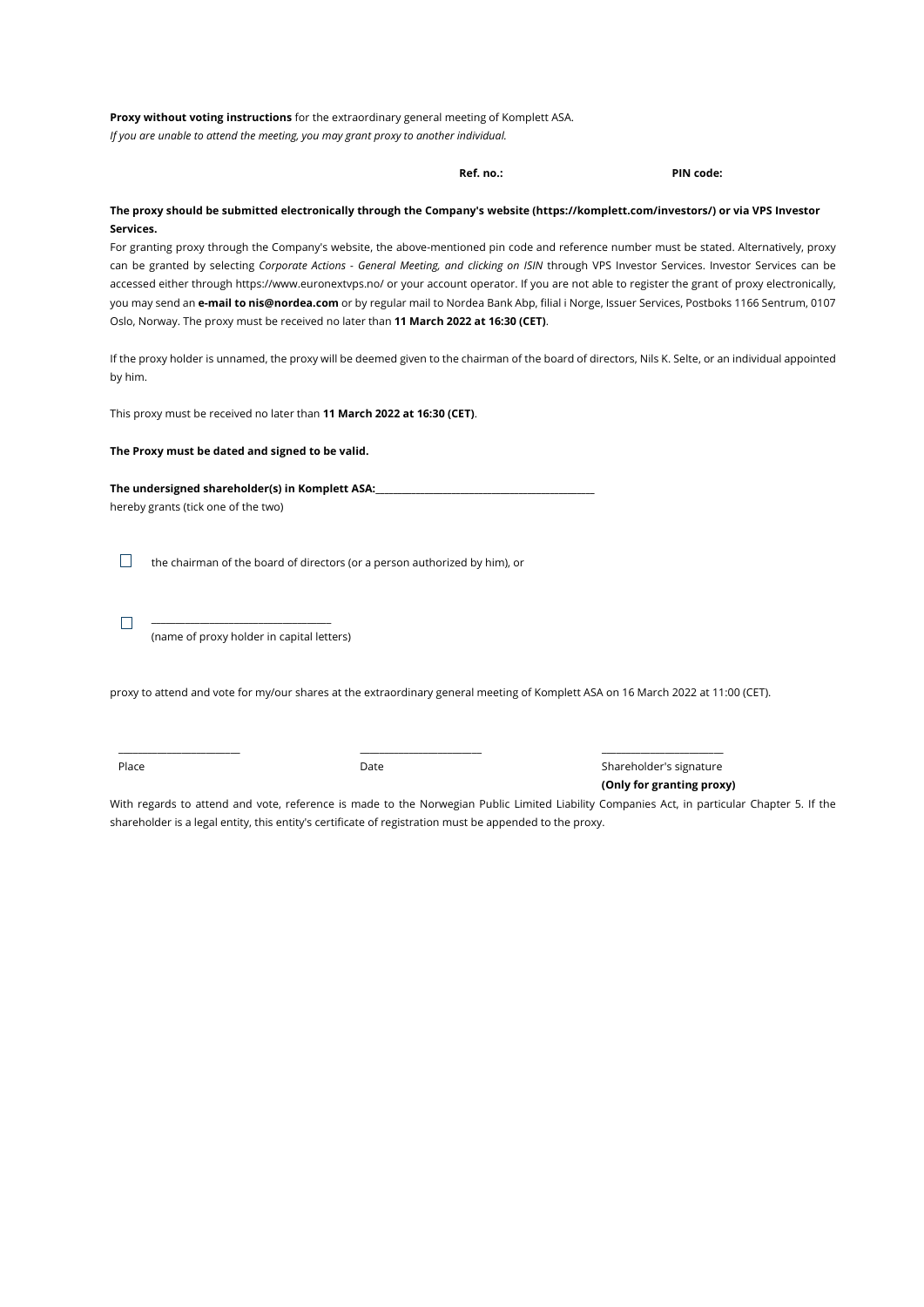**Proxy without voting instructions** for the extraordinary general meeting of Komplett ASA.
*If you are unable to attend the meeting, you may grant proxy to another individual.*

**Ref. no.:** **PIN code:**

**The proxy should be submitted electronically through the Company's website (https://komplett.com/investors/) or via VPS Investor Services.**

For granting proxy through the Company's website, the above-mentioned pin code and reference number must be stated. Alternatively, proxy can be granted by selecting *Corporate Actions - General Meeting, and clicking on ISIN* through VPS Investor Services. Investor Services can be accessed either through https://www.euronextvps.no/ or your account operator. If you are not able to register the grant of proxy electronically, you may send an **e-mail to nis@nordea.com** or by regular mail to Nordea Bank Abp, filial i Norge, Issuer Services, Postboks 1166 Sentrum, 0107 Oslo, Norway. The proxy must be received no later than **11 March 2022 at 16:30 (CET)**.

If the proxy holder is unnamed, the proxy will be deemed given to the chairman of the board of directors, Nils K. Selte, or an individual appointed by him.

This proxy must be received no later than **11 March 2022 at 16:30 (CET)**.

**The Proxy must be dated and signed to be valid.**

**The undersigned shareholder(s) in Komplett ASA:**______________________________

hereby grants (tick one of the two)

☐ the chairman of the board of directors (or a person authorized by him), or

☐ ______________________________
(name of proxy holder in capital letters)

proxy to attend and vote for my/our shares at the extraordinary general meeting of Komplett ASA on 16 March 2022 at 11:00 (CET).

| ____________________ | ____________________ | ____________________ |
|---|---|---|
| Place | Date | Shareholder's signature **(Only for granting proxy)** |

With regards to attend and vote, reference is made to the Norwegian Public Limited Liability Companies Act, in particular Chapter 5. If the shareholder is a legal entity, this entity's certificate of registration must be appended to the proxy.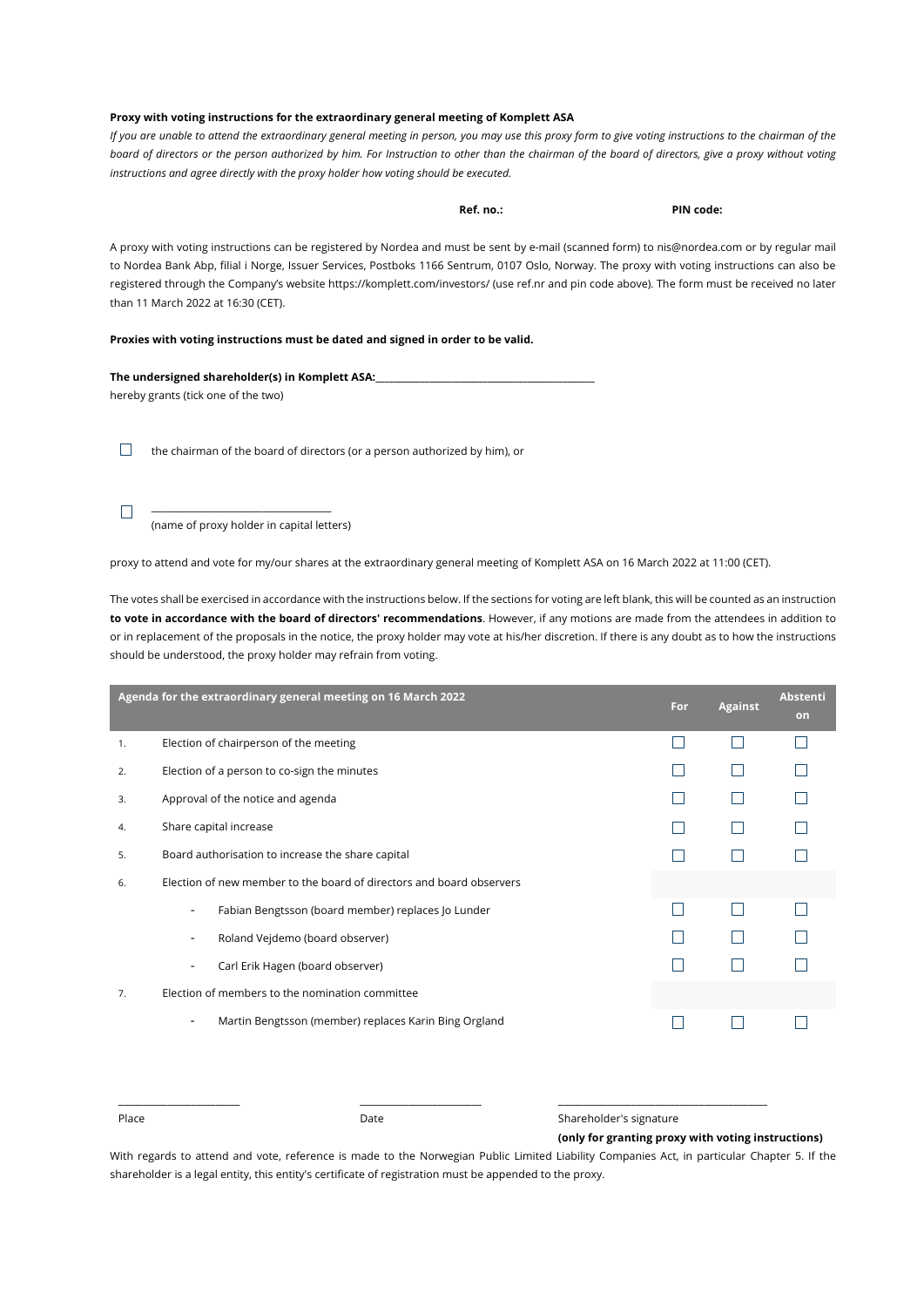**Proxy with voting instructions for the extraordinary general meeting of Komplett ASA**

*If you are unable to attend the extraordinary general meeting in person, you may use this proxy form to give voting instructions to the chairman of the board of directors or the person authorized by him. For Instruction to other than the chairman of the board of directors, give a proxy without voting instructions and agree directly with the proxy holder how voting should be executed.*

**Ref. no.:** **PIN code:**

A proxy with voting instructions can be registered by Nordea and must be sent by e-mail (scanned form) to nis@nordea.com or by regular mail to Nordea Bank Abp, filial i Norge, Issuer Services, Postboks 1166 Sentrum, 0107 Oslo, Norway. The proxy with voting instructions can also be registered through the Company's website https://komplett.com/investors/ (use ref.nr and pin code above). The form must be received no later than 11 March 2022 at 16:30 (CET).

**Proxies with voting instructions must be dated and signed in order to be valid.**

**The undersigned shareholder(s) in Komplett ASA:**\_\_\_\_\_\_\_\_\_\_\_\_\_\_\_\_\_\_\_\_\_\_\_\_\_\_\_\_\_\_\_\_\_\_\_\_\_\_\_\_
hereby grants (tick one of the two)

☐ the chairman of the board of directors (or a person authorized by him), or

☐ \_\_\_\_\_\_\_\_\_\_\_\_\_\_\_\_\_\_\_\_\_\_\_\_\_\_\_\_\_\_\_\_
(name of proxy holder in capital letters)

proxy to attend and vote for my/our shares at the extraordinary general meeting of Komplett ASA on 16 March 2022 at 11:00 (CET).

The votes shall be exercised in accordance with the instructions below. If the sections for voting are left blank, this will be counted as an instruction **to vote in accordance with the board of directors' recommendations**. However, if any motions are made from the attendees in addition to or in replacement of the proposals in the notice, the proxy holder may vote at his/her discretion. If there is any doubt as to how the instructions should be understood, the proxy holder may refrain from voting.

| | Agenda for the extraordinary general meeting on 16 March 2022 | For | Against | Abstention |
|---|---|---|---|---|
| 1. | Election of chairperson of the meeting | ☐ | ☐ | ☐ |
| 2. | Election of a person to co-sign the minutes | ☐ | ☐ | ☐ |
| 3. | Approval of the notice and agenda | ☐ | ☐ | ☐ |
| 4. | Share capital increase | ☐ | ☐ | ☐ |
| 5. | Board authorisation to increase the share capital | ☐ | ☐ | ☐ |
| 6. | Election of new member to the board of directors and board observers | | | |
| | - Fabian Bengtsson (board member) replaces Jo Lunder | ☐ | ☐ | ☐ |
| | - Roland Vejdemo (board observer) | ☐ | ☐ | ☐ |
| | - Carl Erik Hagen (board observer) | ☐ | ☐ | ☐ |
| 7. | Election of members to the nomination committee | | | |
| | - Martin Bengtsson (member) replaces Karin Bing Orgland | ☐ | ☐ | ☐ |

\_\_\_\_\_\_\_\_\_\_\_\_\_\_\_\_\_\_\_\_ \_\_\_\_\_\_\_\_\_\_\_\_\_\_\_\_\_\_\_\_ \_\_\_\_\_\_\_\_\_\_\_\_\_\_\_\_\_\_\_\_\_\_\_\_\_\_\_\_\_\_\_\_
Place Date Shareholder's signature
**(only for granting proxy with voting instructions)**

With regards to attend and vote, reference is made to the Norwegian Public Limited Liability Companies Act, in particular Chapter 5. If the shareholder is a legal entity, this entity's certificate of registration must be appended to the proxy.